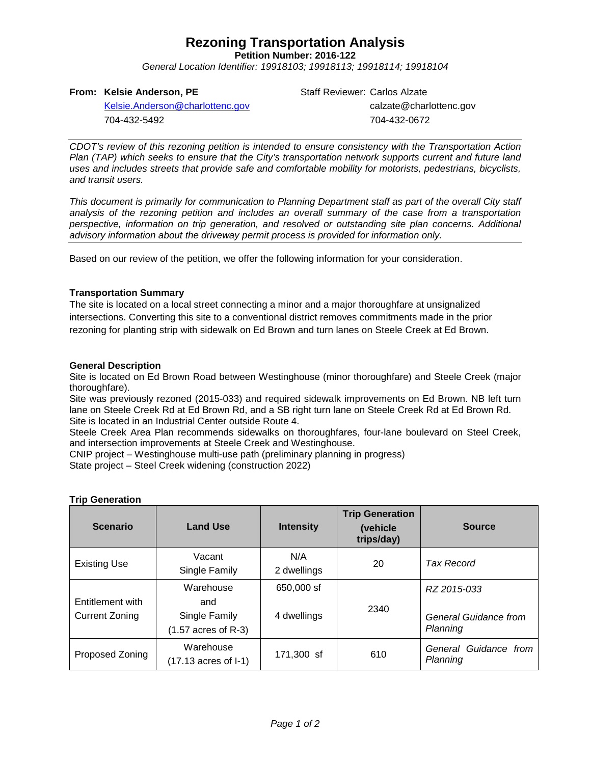# Rezoning Transportation Analysis

**Petition Number: 2016-122**

*General Location Identifier: 19918103; 19918113; 19918114; 19918104*

**From: Kelsie Anderson, PE**
Kelsie.Anderson@charlottenc.gov
704-432-5492

Staff Reviewer: Carlos Alzate
calzate@charlottenc.gov
704-432-0672

*CDOT's review of this rezoning petition is intended to ensure consistency with the Transportation Action Plan (TAP) which seeks to ensure that the City's transportation network supports current and future land uses and includes streets that provide safe and comfortable mobility for motorists, pedestrians, bicyclists, and transit users.*

*This document is primarily for communication to Planning Department staff as part of the overall City staff analysis of the rezoning petition and includes an overall summary of the case from a transportation perspective, information on trip generation, and resolved or outstanding site plan concerns. Additional advisory information about the driveway permit process is provided for information only.*

Based on our review of the petition, we offer the following information for your consideration.

**Transportation Summary**

The site is located on a local street connecting a minor and a major thoroughfare at unsignalized intersections. Converting this site to a conventional district removes commitments made in the prior rezoning for planting strip with sidewalk on Ed Brown and turn lanes on Steele Creek at Ed Brown.

**General Description**

Site is located on Ed Brown Road between Westinghouse (minor thoroughfare) and Steele Creek (major thoroughfare).
Site was previously rezoned (2015-033) and required sidewalk improvements on Ed Brown. NB left turn lane on Steele Creek Rd at Ed Brown Rd, and a SB right turn lane on Steele Creek Rd at Ed Brown Rd.
Site is located in an Industrial Center outside Route 4.
Steele Creek Area Plan recommends sidewalks on thoroughfares, four-lane boulevard on Steel Creek, and intersection improvements at Steele Creek and Westinghouse.
CNIP project – Westinghouse multi-use path (preliminary planning in progress)
State project – Steel Creek widening (construction 2022)

**Trip Generation**

| Scenario | Land Use | Intensity | Trip Generation (vehicle trips/day) | Source |
|---|---|---|---|---|
| Existing Use | Vacant<br>Single Family | N/A<br>2 dwellings | 20 | *Tax Record* |
| Entitlement with Current Zoning | Warehouse<br>and<br>Single Family<br>(1.57 acres of R-3) | 650,000 sf<br><br>4 dwellings | 2340 | *RZ 2015-033*<br><br>*General Guidance from Planning* |
| Proposed Zoning | Warehouse<br>(17.13 acres of I-1) | 171,300 sf | 610 | *General Guidance from Planning* |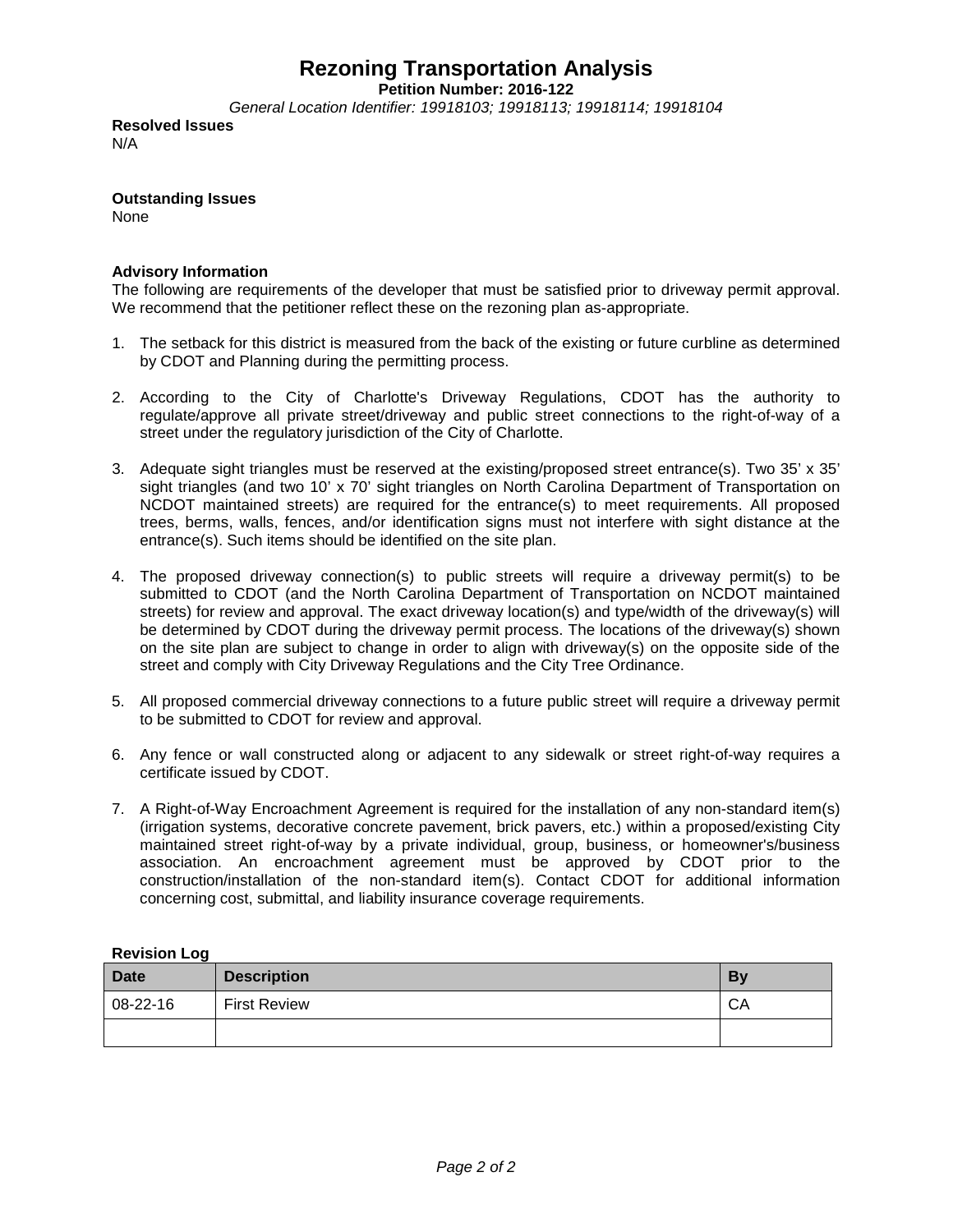# Rezoning Transportation Analysis

**Petition Number: 2016-122**

*General Location Identifier: 19918103; 19918113; 19918114; 19918104*

**Resolved Issues**

N/A

**Outstanding Issues**

None

**Advisory Information**

The following are requirements of the developer that must be satisfied prior to driveway permit approval. We recommend that the petitioner reflect these on the rezoning plan as-appropriate.

1. The setback for this district is measured from the back of the existing or future curbline as determined by CDOT and Planning during the permitting process.

2. According to the City of Charlotte's Driveway Regulations, CDOT has the authority to regulate/approve all private street/driveway and public street connections to the right-of-way of a street under the regulatory jurisdiction of the City of Charlotte.

3. Adequate sight triangles must be reserved at the existing/proposed street entrance(s). Two 35' x 35' sight triangles (and two 10' x 70' sight triangles on North Carolina Department of Transportation on NCDOT maintained streets) are required for the entrance(s) to meet requirements. All proposed trees, berms, walls, fences, and/or identification signs must not interfere with sight distance at the entrance(s). Such items should be identified on the site plan.

4. The proposed driveway connection(s) to public streets will require a driveway permit(s) to be submitted to CDOT (and the North Carolina Department of Transportation on NCDOT maintained streets) for review and approval. The exact driveway location(s) and type/width of the driveway(s) will be determined by CDOT during the driveway permit process. The locations of the driveway(s) shown on the site plan are subject to change in order to align with driveway(s) on the opposite side of the street and comply with City Driveway Regulations and the City Tree Ordinance.

5. All proposed commercial driveway connections to a future public street will require a driveway permit to be submitted to CDOT for review and approval.

6. Any fence or wall constructed along or adjacent to any sidewalk or street right-of-way requires a certificate issued by CDOT.

7. A Right-of-Way Encroachment Agreement is required for the installation of any non-standard item(s) (irrigation systems, decorative concrete pavement, brick pavers, etc.) within a proposed/existing City maintained street right-of-way by a private individual, group, business, or homeowner's/business association. An encroachment agreement must be approved by CDOT prior to the construction/installation of the non-standard item(s). Contact CDOT for additional information concerning cost, submittal, and liability insurance coverage requirements.

**Revision Log**

| Date | Description | By |
|---|---|---|
| 08-22-16 | First Review | CA |
| | | |